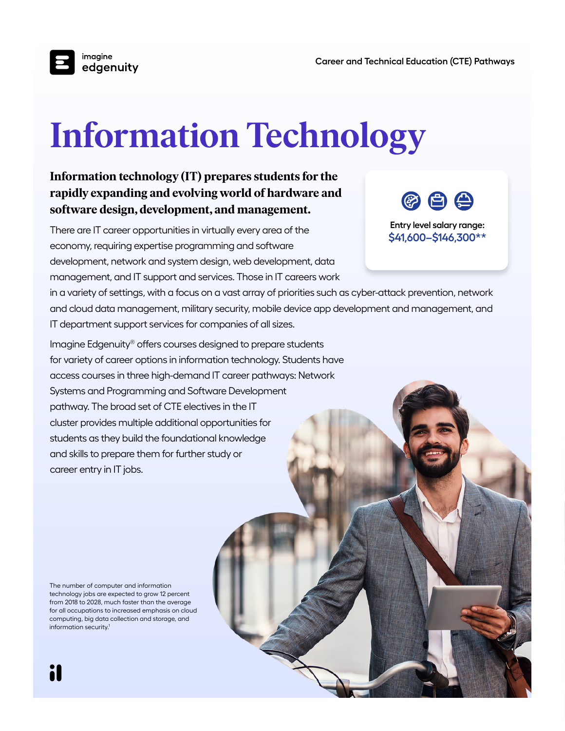# Information Technology

**Information technology (IT) prepares students for the rapidly expanding and evolving world of hardware and software design, development, and management.**

Entry level salary range:
**$41,600–$146,300****

There are IT career opportunities in virtually every area of the economy, requiring expertise programming and software development, network and system design, web development, data management, and IT support and services. Those in IT careers work in a variety of settings, with a focus on a vast array of priorities such as cyber-attack prevention, network and cloud data management, military security, mobile device app development and management, and IT department support services for companies of all sizes.

Imagine Edgenuity® offers courses designed to prepare students for variety of career options in information technology. Students have access courses in three high-demand IT career pathways: Network Systems and Programming and Software Development pathway. The broad set of CTE electives in the IT cluster provides multiple additional opportunities for students as they build the foundational knowledge and skills to prepare them for further study or career entry in IT jobs.

The number of computer and information technology jobs are expected to grow 12 percent from 2018 to 2028, much faster than the average for all occupations to increased emphasis on cloud computing, big data collection and storage, and information security.[1]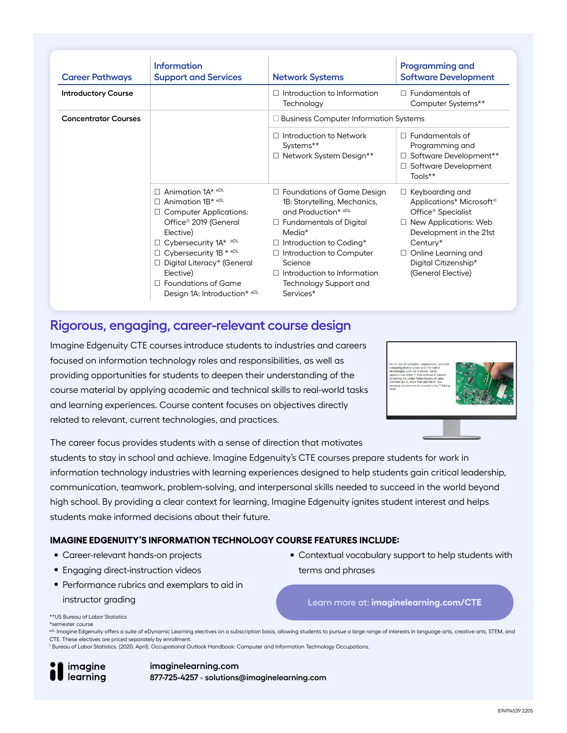| Career Pathways | Information Support and Services | Network Systems | Programming and Software Development |
|---|---|---|---|
| Introductory Course | | ☐ Introduction to Information Technology | ☐ Fundamentals of Computer Systems** |
| Concentrator Courses | | ☐ Business Computer Information Systems | |
| | | ☐ Introduction to Network Systems**<br>☐ Network System Design** | ☐ Fundamentals of Programming and<br>☐ Software Development**<br>☐ Software Development Tools** |
| | ☐ Animation 1A* eDL<br>☐ Animation 1B* eDL<br>☐ Computer Applications: Office® 2019 (General Elective)<br>☐ Cybersecurity 1A* eDL<br>☐ Cybersecurity 1B * eDL<br>☐ Digital Literacy* (General Elective)<br>☐ Foundations of Game Design 1A: Introduction* eDL | ☐ Foundations of Game Design 1B: Storytelling, Mechanics, and Production* eDL<br>☐ Fundamentals of Digital Media*<br>☐ Introduction to Coding*<br>☐ Introduction to Computer Science<br>☐ Introduction to Information Technology Support and Services* | ☐ Keyboarding and Applications* Microsoft® Office® Specialist<br>☐ New Applications: Web Development in the 21st Century*<br>☐ Online Learning and Digital Citizenship* (General Elective) |

## Rigorous, engaging, career-relevant course design

Imagine Edgenuity CTE courses introduce students to industries and careers focused on information technology roles and responsibilities, as well as providing opportunities for students to deepen their understanding of the course material by applying academic and technical skills to real-world tasks and learning experiences. Course content focuses on objectives directly related to relevant, current technologies, and practices.

The career focus provides students with a sense of direction that motivates students to stay in school and achieve. Imagine Edgenuity's CTE courses prepare students for work in information technology industries with learning experiences designed to help students gain critical leadership, communication, teamwork, problem-solving, and interpersonal skills needed to succeed in the world beyond high school. By providing a clear context for learning, Imagine Edgenuity ignites student interest and helps students make informed decisions about their future.

**IMAGINE EDGENUITY'S INFORMATION TECHNOLOGY COURSE FEATURES INCLUDE:**

- Career-relevant hands-on projects
- Engaging direct-instruction videos
- Performance rubrics and exemplars to aid in instructor grading
- Contextual vocabulary support to help students with terms and phrases

Learn more at: **imaginelearning.com/CTE**

**US Bureau of Labor Statistics
*semester course
eDL Imagine Edgenuity offers a suite of eDynamic Learning electives on a subscription basis, allowing students to pursue a large range of interests in language arts, creative arts, STEM, and CTE. These electives are priced separately by enrollment.
[1] Bureau of Labor Statistics. (2020, April). Occupational Outlook Handbook: Computer and Information Technology Occupations.

imagine learning

**imaginelearning.com**
**877-725-4257 • solutions@imaginelearning.com**

874914539 2205